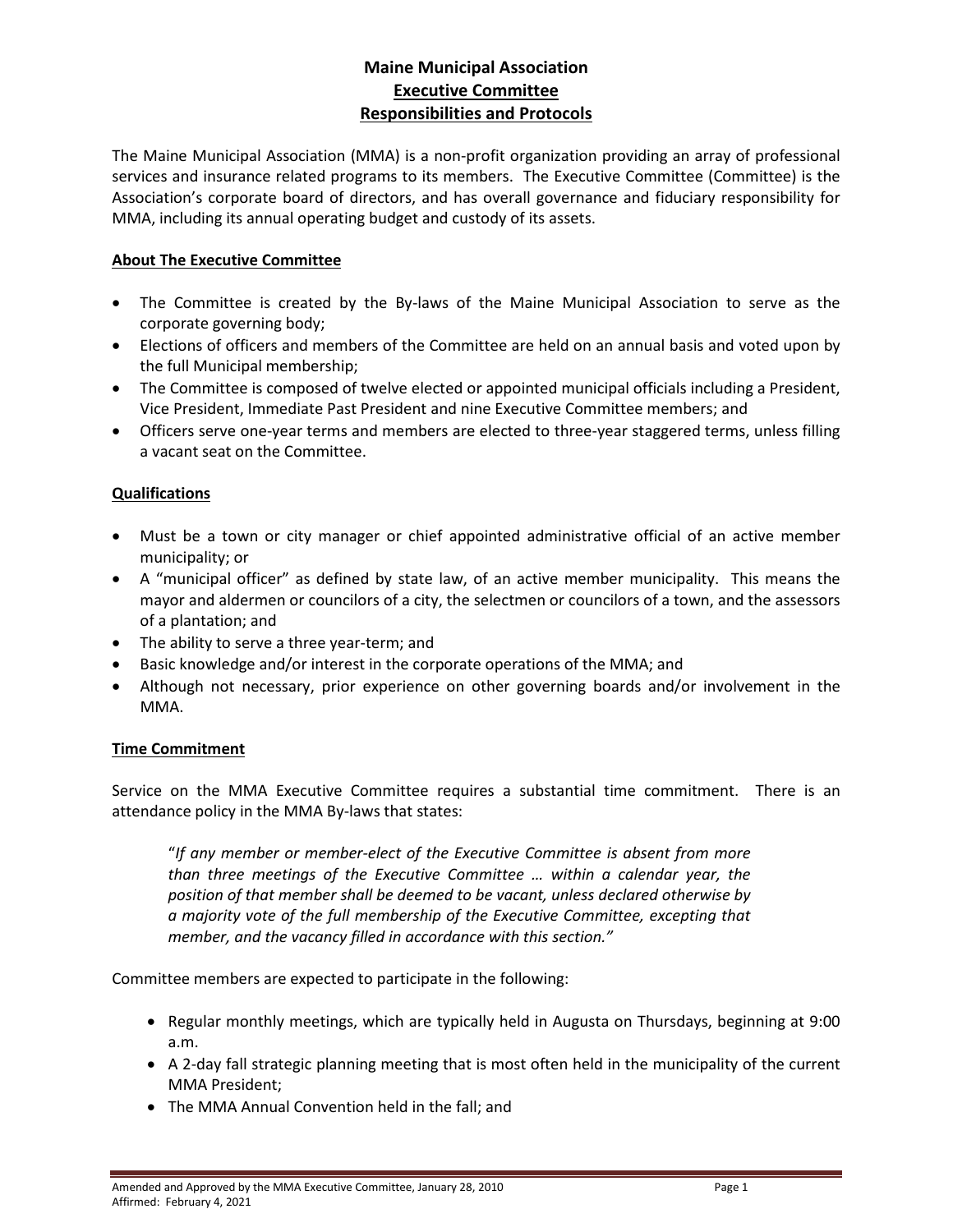# Maine Municipal Association
## Executive Committee
## Responsibilities and Protocols

The Maine Municipal Association (MMA) is a non-profit organization providing an array of professional services and insurance related programs to its members. The Executive Committee (Committee) is the Association's corporate board of directors, and has overall governance and fiduciary responsibility for MMA, including its annual operating budget and custody of its assets.

### About The Executive Committee

- The Committee is created by the By-laws of the Maine Municipal Association to serve as the corporate governing body;
- Elections of officers and members of the Committee are held on an annual basis and voted upon by the full Municipal membership;
- The Committee is composed of twelve elected or appointed municipal officials including a President, Vice President, Immediate Past President and nine Executive Committee members; and
- Officers serve one-year terms and members are elected to three-year staggered terms, unless filling a vacant seat on the Committee.

### Qualifications

- Must be a town or city manager or chief appointed administrative official of an active member municipality; or
- A "municipal officer" as defined by state law, of an active member municipality. This means the mayor and aldermen or councilors of a city, the selectmen or councilors of a town, and the assessors of a plantation; and
- The ability to serve a three year-term; and
- Basic knowledge and/or interest in the corporate operations of the MMA; and
- Although not necessary, prior experience on other governing boards and/or involvement in the MMA.

### Time Commitment

Service on the MMA Executive Committee requires a substantial time commitment. There is an attendance policy in the MMA By-laws that states:

> "*If any member or member-elect of the Executive Committee is absent from more than three meetings of the Executive Committee … within a calendar year, the position of that member shall be deemed to be vacant, unless declared otherwise by a majority vote of the full membership of the Executive Committee, excepting that member, and the vacancy filled in accordance with this section.*"

Committee members are expected to participate in the following:

- Regular monthly meetings, which are typically held in Augusta on Thursdays, beginning at 9:00 a.m.
- A 2-day fall strategic planning meeting that is most often held in the municipality of the current MMA President;
- The MMA Annual Convention held in the fall; and

Amended and Approved by the MMA Executive Committee, January 28, 2010
Affirmed: February 4, 2021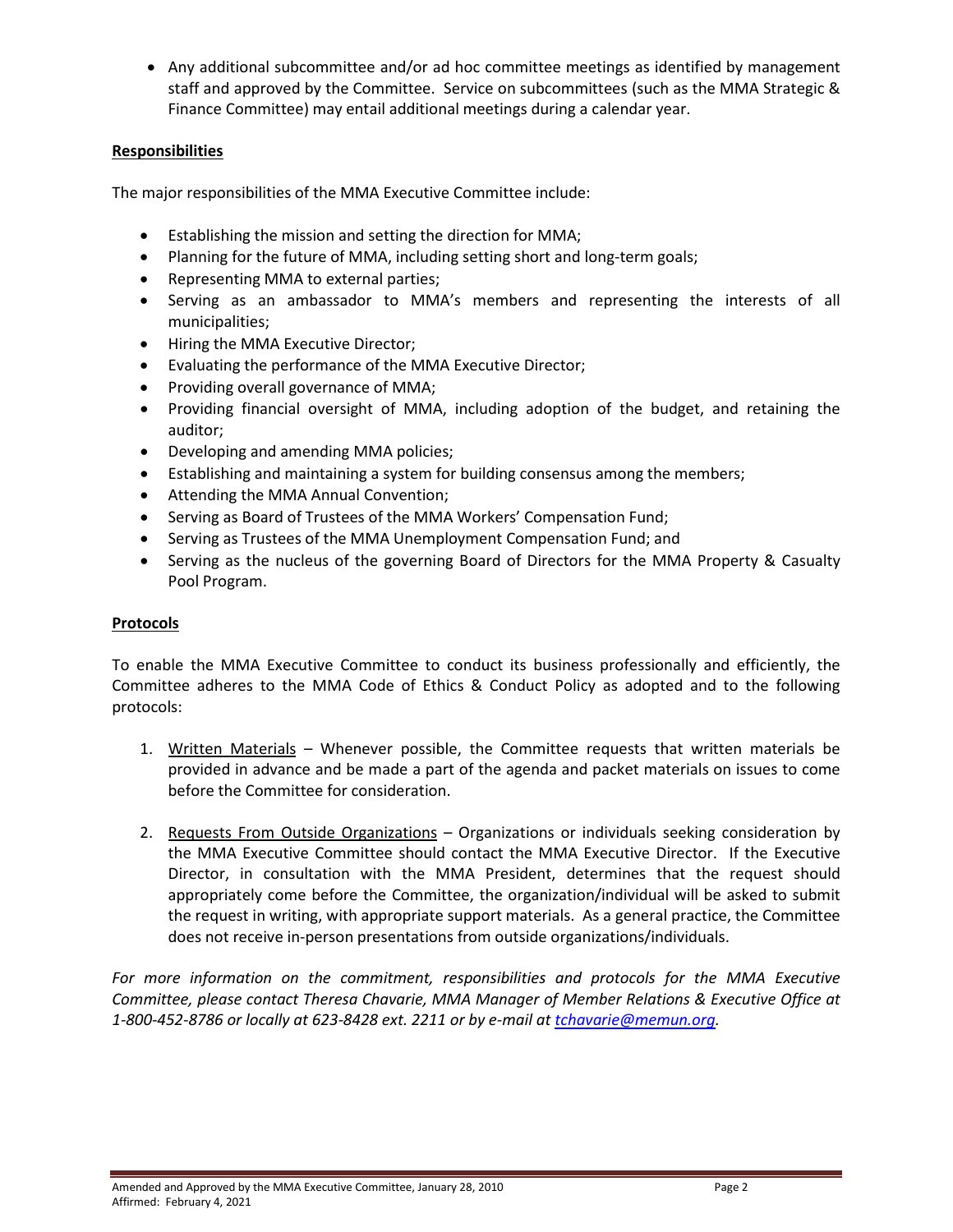- Any additional subcommittee and/or ad hoc committee meetings as identified by management staff and approved by the Committee. Service on subcommittees (such as the MMA Strategic & Finance Committee) may entail additional meetings during a calendar year.

**Responsibilities**

The major responsibilities of the MMA Executive Committee include:

- Establishing the mission and setting the direction for MMA;
- Planning for the future of MMA, including setting short and long-term goals;
- Representing MMA to external parties;
- Serving as an ambassador to MMA's members and representing the interests of all municipalities;
- Hiring the MMA Executive Director;
- Evaluating the performance of the MMA Executive Director;
- Providing overall governance of MMA;
- Providing financial oversight of MMA, including adoption of the budget, and retaining the auditor;
- Developing and amending MMA policies;
- Establishing and maintaining a system for building consensus among the members;
- Attending the MMA Annual Convention;
- Serving as Board of Trustees of the MMA Workers' Compensation Fund;
- Serving as Trustees of the MMA Unemployment Compensation Fund; and
- Serving as the nucleus of the governing Board of Directors for the MMA Property & Casualty Pool Program.

**Protocols**

To enable the MMA Executive Committee to conduct its business professionally and efficiently, the Committee adheres to the MMA Code of Ethics & Conduct Policy as adopted and to the following protocols:

1. Written Materials – Whenever possible, the Committee requests that written materials be provided in advance and be made a part of the agenda and packet materials on issues to come before the Committee for consideration.

2. Requests From Outside Organizations – Organizations or individuals seeking consideration by the MMA Executive Committee should contact the MMA Executive Director. If the Executive Director, in consultation with the MMA President, determines that the request should appropriately come before the Committee, the organization/individual will be asked to submit the request in writing, with appropriate support materials. As a general practice, the Committee does not receive in-person presentations from outside organizations/individuals.

*For more information on the commitment, responsibilities and protocols for the MMA Executive Committee, please contact Theresa Chavarie, MMA Manager of Member Relations & Executive Office at 1-800-452-8786 or locally at 623-8428 ext. 2211 or by e-mail at tchavarie@memun.org.*

Amended and Approved by the MMA Executive Committee, January 28, 2010
Affirmed: February 4, 2021